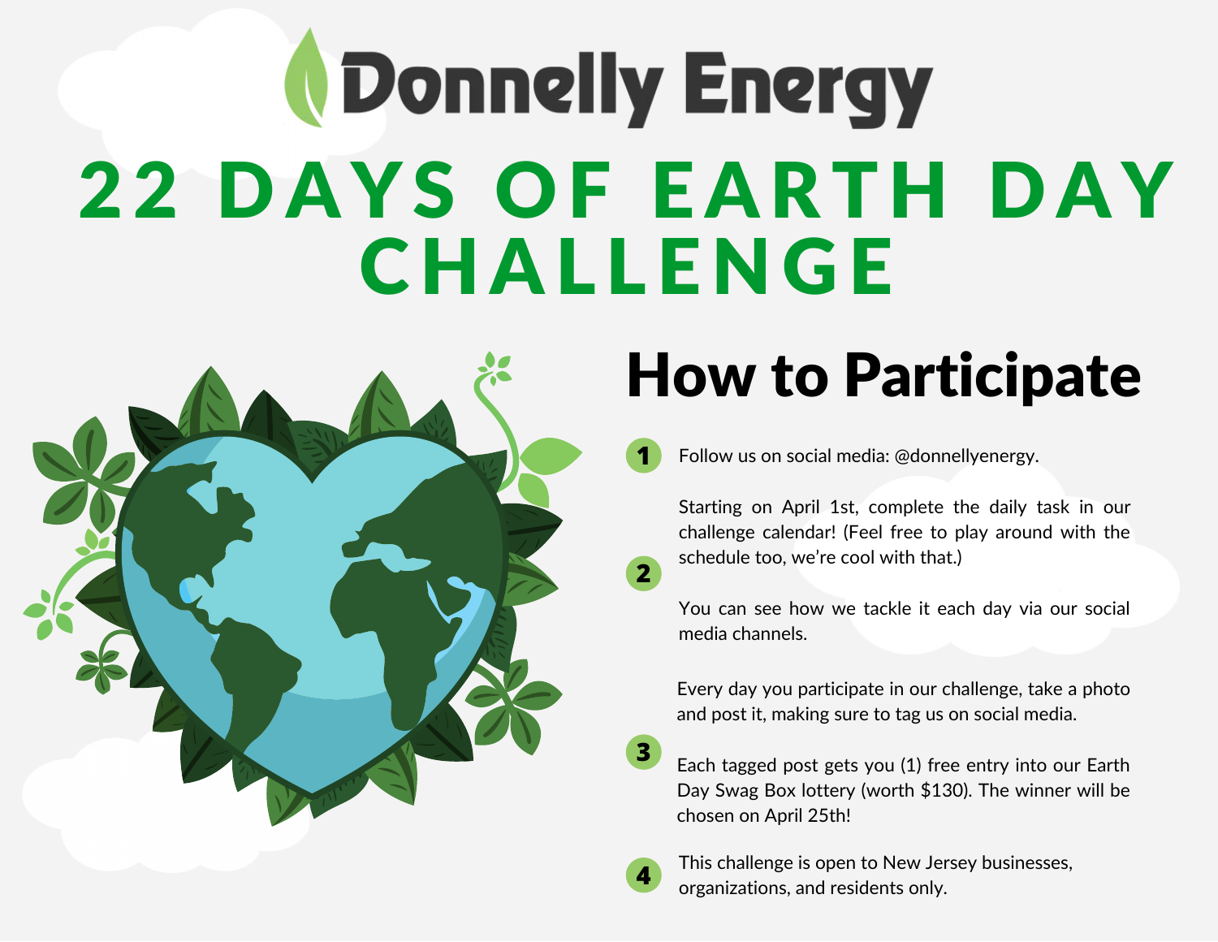# Donnelly Energy

# 22 DAYS OF EARTH DAY CHALLENGE

## How to Participate

1. Follow us on social media: @donnellyenergy.

2. Starting on April 1st, complete the daily task in our challenge calendar! (Feel free to play around with the schedule too, we're cool with that.)

   You can see how we tackle it each day via our social media channels.

3. Every day you participate in our challenge, take a photo and post it, making sure to tag us on social media.

   Each tagged post gets you (1) free entry into our Earth Day Swag Box lottery (worth $130). The winner will be chosen on April 25th!

4. This challenge is open to New Jersey businesses, organizations, and residents only.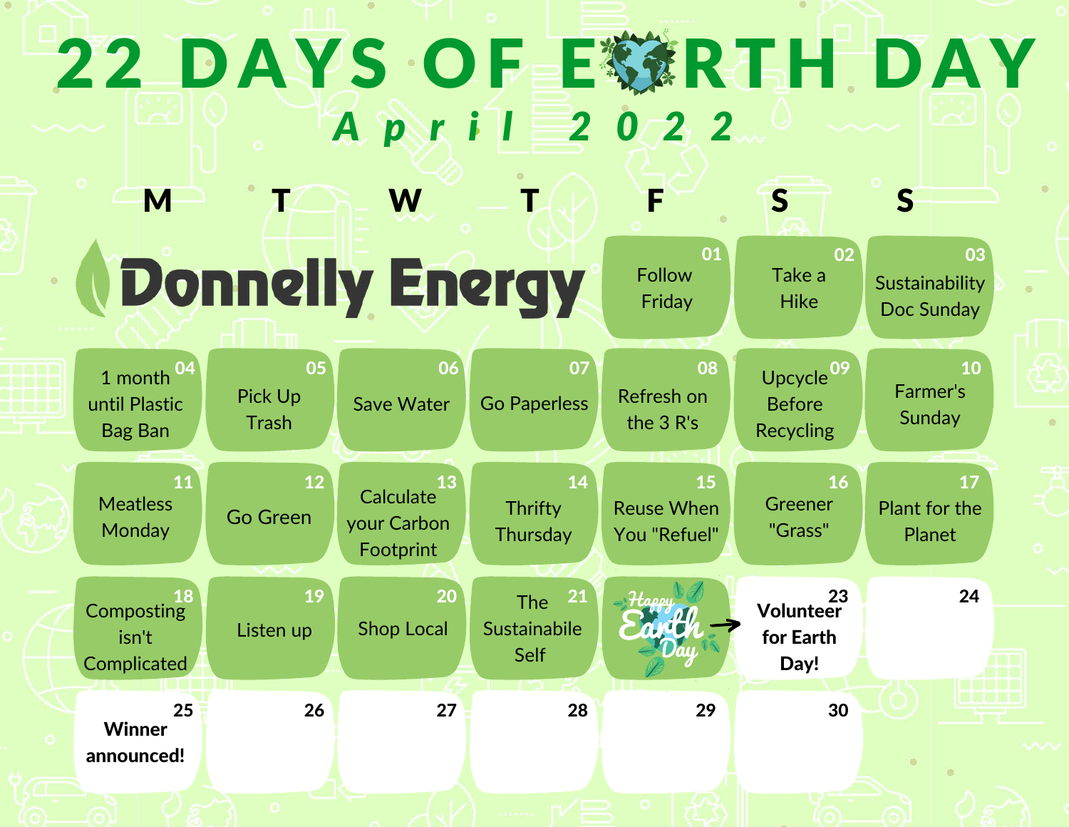# 22 DAYS OF EARTH DAY

## April 2022

| M | T | W | T | F | S | S |
|---|---|---|---|---|---|---|
| Donnelly Energy | | | | 01 Follow Friday | 02 Take a Hike | 03 Sustainability Doc Sunday |
| 04 1 month until Plastic Bag Ban | 05 Pick Up Trash | 06 Save Water | 07 Go Paperless | 08 Refresh on the 3 R's | 09 Upcycle Before Recycling | 10 Farmer's Sunday |
| 11 Meatless Monday | 12 Go Green | 13 Calculate your Carbon Footprint | 14 Thrifty Thursday | 15 Reuse When You "Refuel" | 16 Greener "Grass" | 17 Plant for the Planet |
| 18 Composting isn't Complicated | 19 Listen up | 20 Shop Local | 21 The Sustainabile Self | Happy Earth Day → | 23 **Volunteer for Earth Day!** | 24 |
| 25 **Winner announced!** | 26 | 27 | 28 | 29 | 30 | |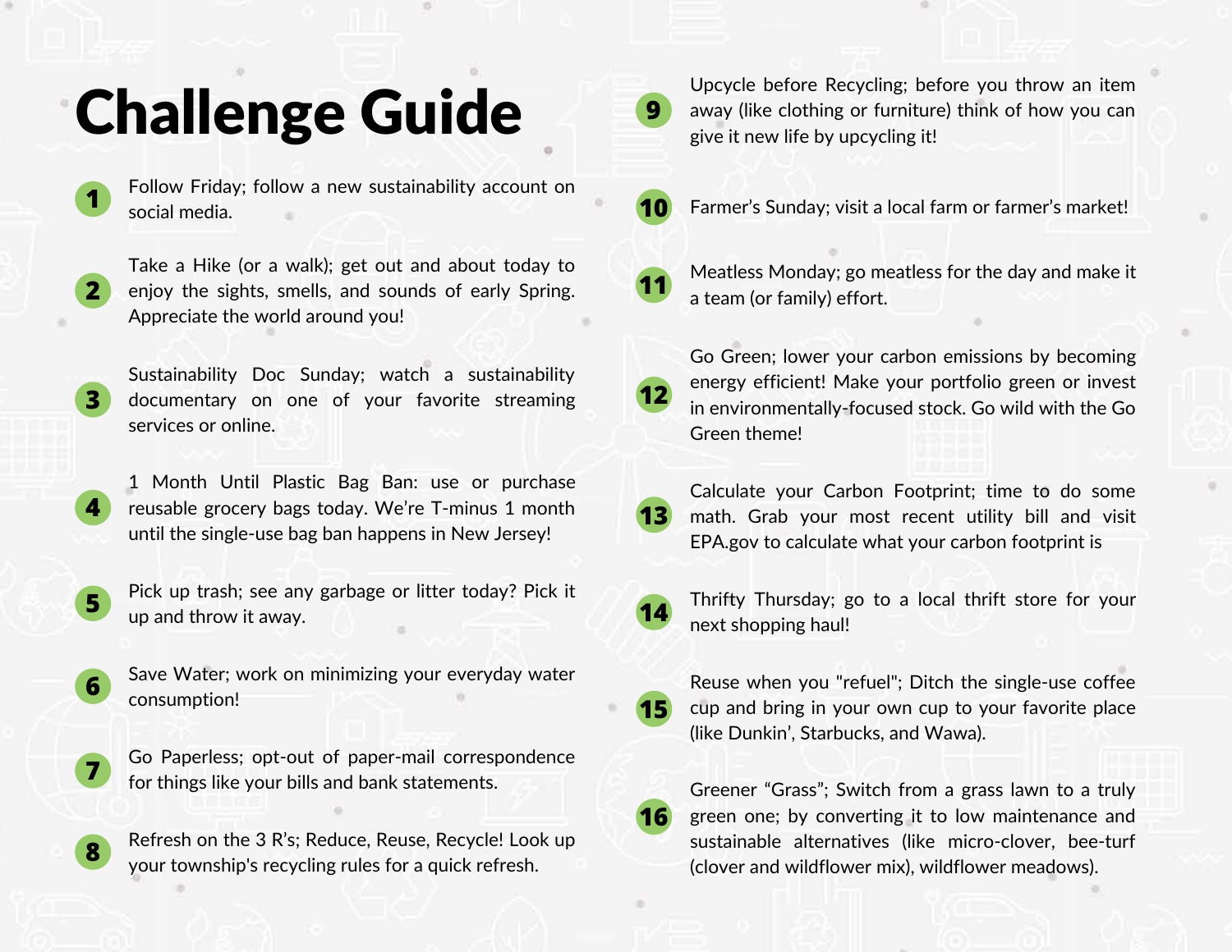# Challenge Guide

1. Follow Friday; follow a new sustainability account on social media.
2. Take a Hike (or a walk); get out and about today to enjoy the sights, smells, and sounds of early Spring. Appreciate the world around you!
3. Sustainability Doc Sunday; watch a sustainability documentary on one of your favorite streaming services or online.
4. 1 Month Until Plastic Bag Ban: use or purchase reusable grocery bags today. We're T-minus 1 month until the single-use bag ban happens in New Jersey!
5. Pick up trash; see any garbage or litter today? Pick it up and throw it away.
6. Save Water; work on minimizing your everyday water consumption!
7. Go Paperless; opt-out of paper-mail correspondence for things like your bills and bank statements.
8. Refresh on the 3 R's; Reduce, Reuse, Recycle! Look up your township's recycling rules for a quick refresh.
9. Upcycle before Recycling; before you throw an item away (like clothing or furniture) think of how you can give it new life by upcycling it!
10. Farmer's Sunday; visit a local farm or farmer's market!
11. Meatless Monday; go meatless for the day and make it a team (or family) effort.
12. Go Green; lower your carbon emissions by becoming energy efficient! Make your portfolio green or invest in environmentally-focused stock. Go wild with the Go Green theme!
13. Calculate your Carbon Footprint; time to do some math. Grab your most recent utility bill and visit EPA.gov to calculate what your carbon footprint is
14. Thrifty Thursday; go to a local thrift store for your next shopping haul!
15. Reuse when you "refuel"; Ditch the single-use coffee cup and bring in your own cup to your favorite place (like Dunkin', Starbucks, and Wawa).
16. Greener "Grass"; Switch from a grass lawn to a truly green one; by converting it to low maintenance and sustainable alternatives (like micro-clover, bee-turf (clover and wildflower mix), wildflower meadows).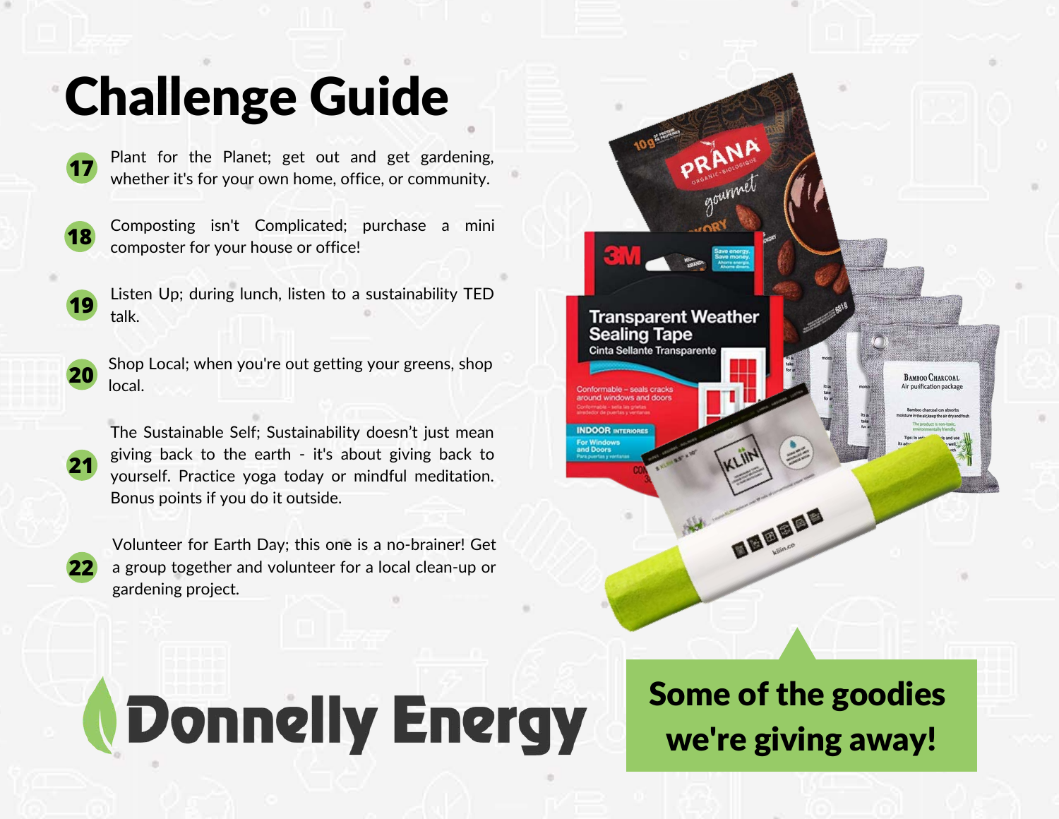# Challenge Guide

**17** Plant for the Planet; get out and get gardening, whether it's for your own home, office, or community.

**18** Composting isn't Complicated; purchase a mini composter for your house or office!

**19** Listen Up; during lunch, listen to a sustainability TED talk.

**20** Shop Local; when you're out getting your greens, shop local.

**21** The Sustainable Self; Sustainability doesn't just mean giving back to the earth - it's about giving back to yourself. Practice yoga today or mindful meditation. Bonus points if you do it outside.

**22** Volunteer for Earth Day; this one is a no-brainer! Get a group together and volunteer for a local clean-up or gardening project.

**Some of the goodies we're giving away!**

**Donnelly Energy**